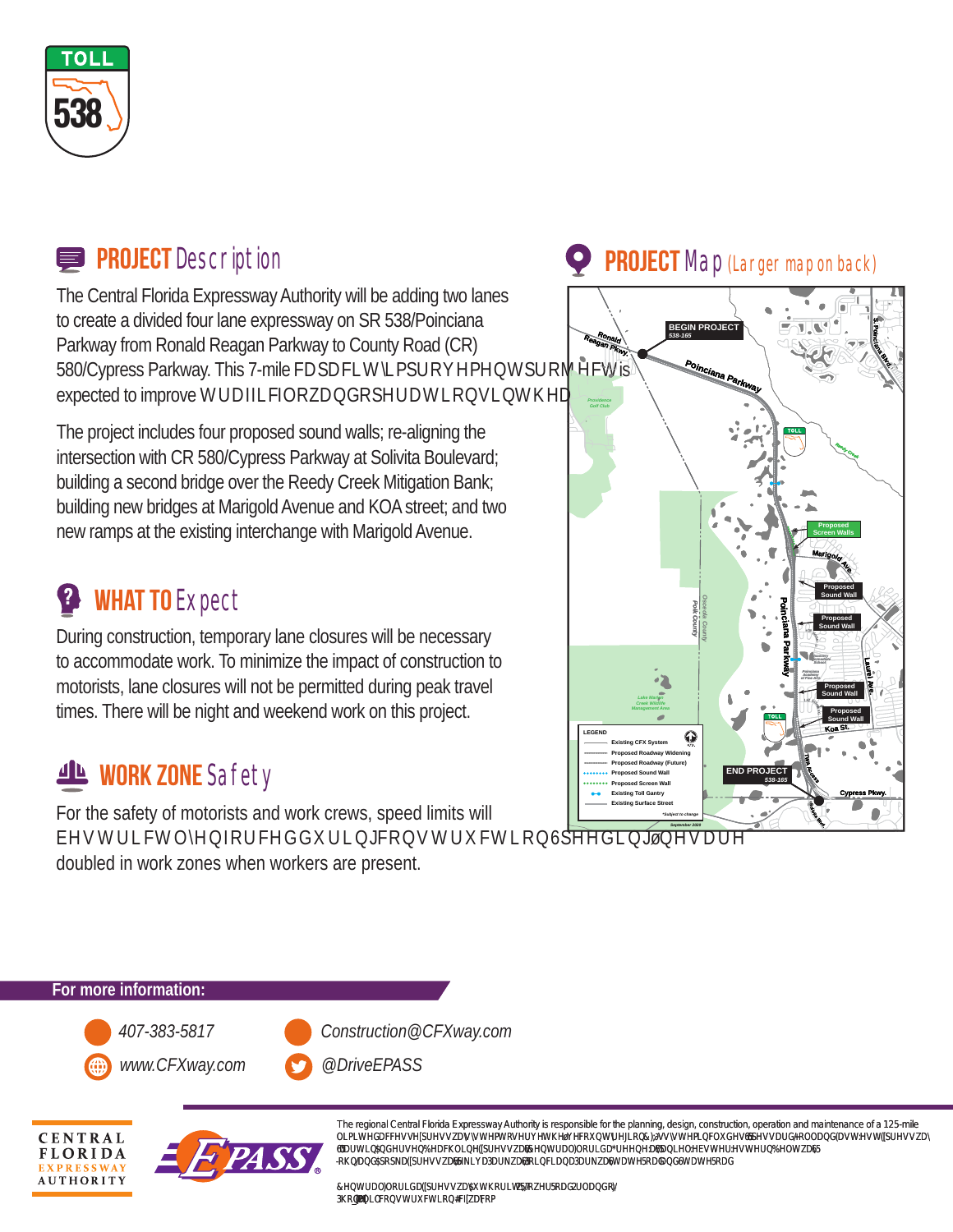# PROJECT Description

The Central Florida Expressway Authority will be adding two lanes to create a divided four lane expressway on SR 538/Poinciana Parkway from Ronald Reagan Parkway to County Road (CR) 580/Cypress Parkway. This 7-mile capacity improvement project is expected to improve traffic flow and operations in the a

The project includes four proposed sound walls; re-aligning the intersection with CR 580/Cypress Parkway at Solivita Boulevard; building a second bridge over the Reedy Creek Mitigation Bank; building new bridges at Marigold Avenue and KOA street; and two new ramps at the existing interchange with Marigold Avenue.

# PROJECT Map (Larger map on back)

# WHAT TO Expect

During construction, temporary lane closures will be necessary to accommodate work. To minimize the impact of construction to motorists, lane closures will not be permitted during peak travel times. There will be night and weekend work on this project.

# WORK ZONE Safety

For the safety of motorists and work crews, speed limits will be strictly enforced during construction. Speeding fines are doubled in work zones when workers are present.

## For more information:

- 407-383-5817
- Construction@CFXway.com
- www.CFXway.com
- @DriveEPASS

The regional Central Florida Expressway Authority is responsible for the planning, design, construction, operation and maintenance of a 125-mile limited access expressway system to serve the five county region. CFX's system includes SR 408/Holland East-West Expressway, SR 528/Martin Andersen Beachline Expressway, SR 417/Central Florida GreeneWay, SR 429/Daniel Webster Western Beltway, SR 414/John Land Apopka Expressway, SR 538/Poinciana Parkway, State Road 451 and State Road 453.

Central Florida Expressway Authority 4974 ORL Tower Road Orlando, FL 32807
Phone: 407.690.5000 Email: construction@cfxway.com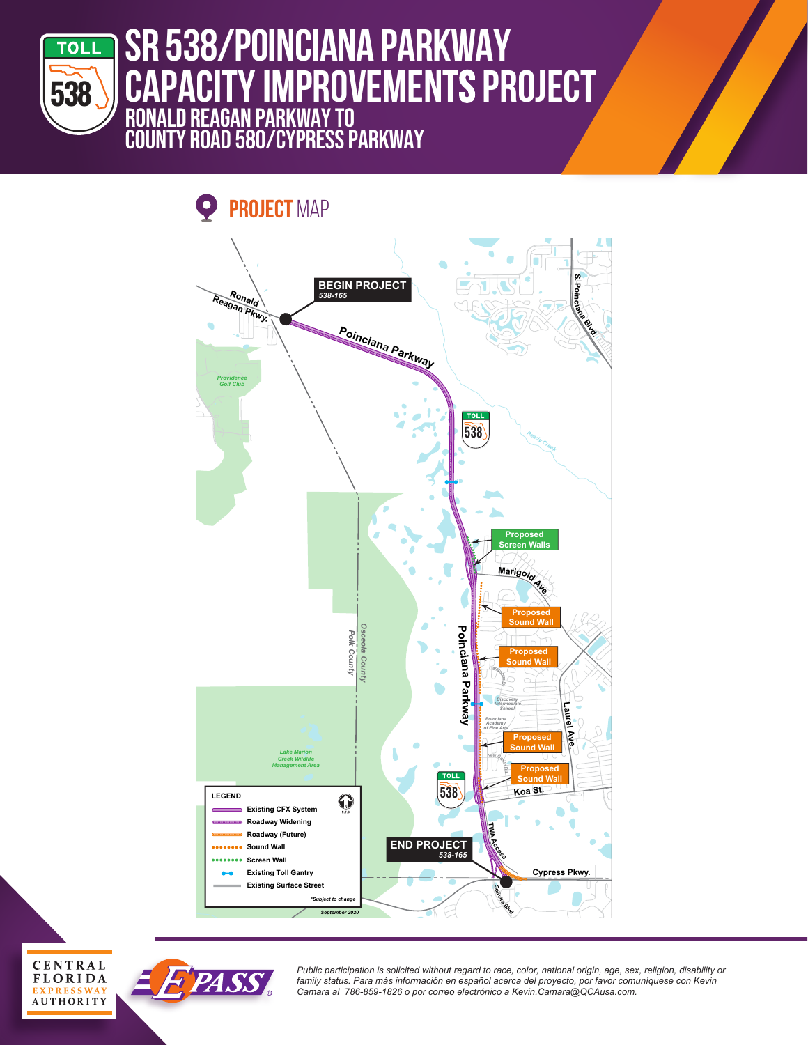# SR 538/POINCIANA PARKWAY CAPACITY IMPROVEMENTS PROJECT

## RONALD REAGAN PARKWAY TO COUNTY ROAD 580/CYPRESS PARKWAY

## PROJECT MAP

BEGIN PROJECT
*538-165*

END PROJECT
*538-165*

Ronald Reagan Pkwy.

Poinciana Parkway

S. Poinciana Blvd.

Providence Golf Club

Reedy Creek

Proposed Screen Walls

Marigold Ave.

Proposed Sound Wall

Proposed Sound Wall

Osceola County

Polk County

Discovery Intermediate School

Poinciana Academy of Fine Arts

Laurel Ave.

Proposed Sound Wall

Proposed Sound Wall

Koa St.

Lake Marion Creek Wildlife Management Area

TWA Access

Cypress Pkwy.

Solivita Blvd.

LEGEND

- Existing CFX System
- Roadway Widening
- Roadway (Future)
- Sound Wall
- Screen Wall
- Existing Toll Gantry
- Existing Surface Street

*\*Subject to change*

*September 2020*

CENTRAL FLORIDA EXPRESSWAY AUTHORITY

E-PASS

*Public participation is solicited without regard to race, color, national origin, age, sex, religion, disability or family status. Para más información en español acerca del proyecto, por favor comuníquese con Kevin Camara al 786-859-1826 o por correo electrónico a Kevin.Camara@QCAusa.com.*